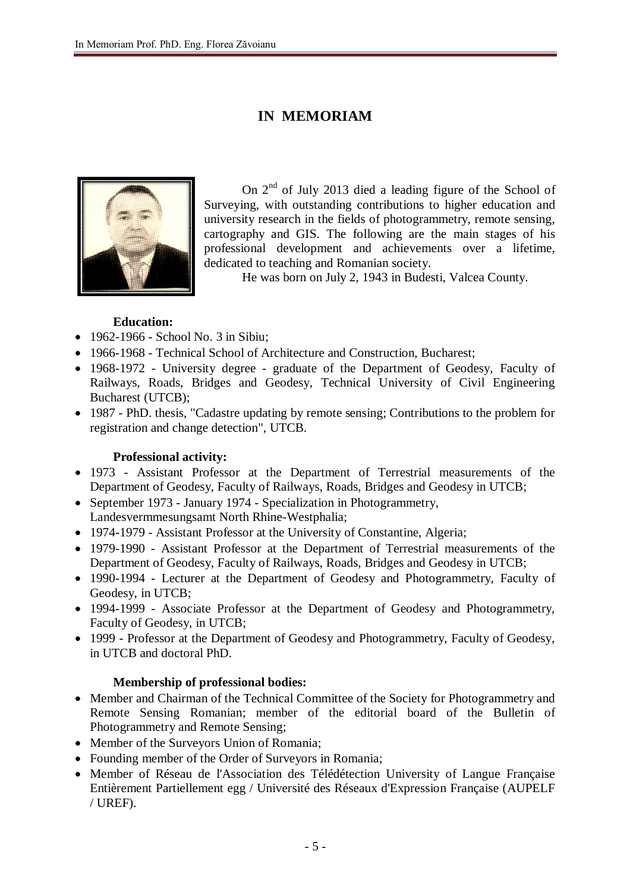# IN MEMORIAM

On 2[nd] of July 2013 died a leading figure of the School of Surveying, with outstanding contributions to higher education and university research in the fields of photogrammetry, remote sensing, cartography and GIS. The following are the main stages of his professional development and achievements over a lifetime, dedicated to teaching and Romanian society.

He was born on July 2, 1943 in Budesti, Valcea County.

**Education:**

- 1962-1966 - School No. 3 in Sibiu;
- 1966-1968 - Technical School of Architecture and Construction, Bucharest;
- 1968-1972 - University degree - graduate of the Department of Geodesy, Faculty of Railways, Roads, Bridges and Geodesy, Technical University of Civil Engineering Bucharest (UTCB);
- 1987 - PhD. thesis, "Cadastre updating by remote sensing; Contributions to the problem for registration and change detection", UTCB.

**Professional activity:**

- 1973 - Assistant Professor at the Department of Terrestrial measurements of the Department of Geodesy, Faculty of Railways, Roads, Bridges and Geodesy in UTCB;
- September 1973 - January 1974 - Specialization in Photogrammetry, Landesvermmesungsamt North Rhine-Westphalia;
- 1974-1979 - Assistant Professor at the University of Constantine, Algeria;
- 1979-1990 - Assistant Professor at the Department of Terrestrial measurements of the Department of Geodesy, Faculty of Railways, Roads, Bridges and Geodesy in UTCB;
- 1990-1994 - Lecturer at the Department of Geodesy and Photogrammetry, Faculty of Geodesy, in UTCB;
- 1994-1999 - Associate Professor at the Department of Geodesy and Photogrammetry, Faculty of Geodesy, in UTCB;
- 1999 - Professor at the Department of Geodesy and Photogrammetry, Faculty of Geodesy, in UTCB and doctoral PhD.

**Membership of professional bodies:**

- Member and Chairman of the Technical Committee of the Society for Photogrammetry and Remote Sensing Romanian; member of the editorial board of the Bulletin of Photogrammetry and Remote Sensing;
- Member of the Surveyors Union of Romania;
- Founding member of the Order of Surveyors in Romania;
- Member of Réseau de l'Association des Télédétection University of Langue Française Entièrement Partiellement egg / Université des Réseaux d'Expression Française (AUPELF / UREF).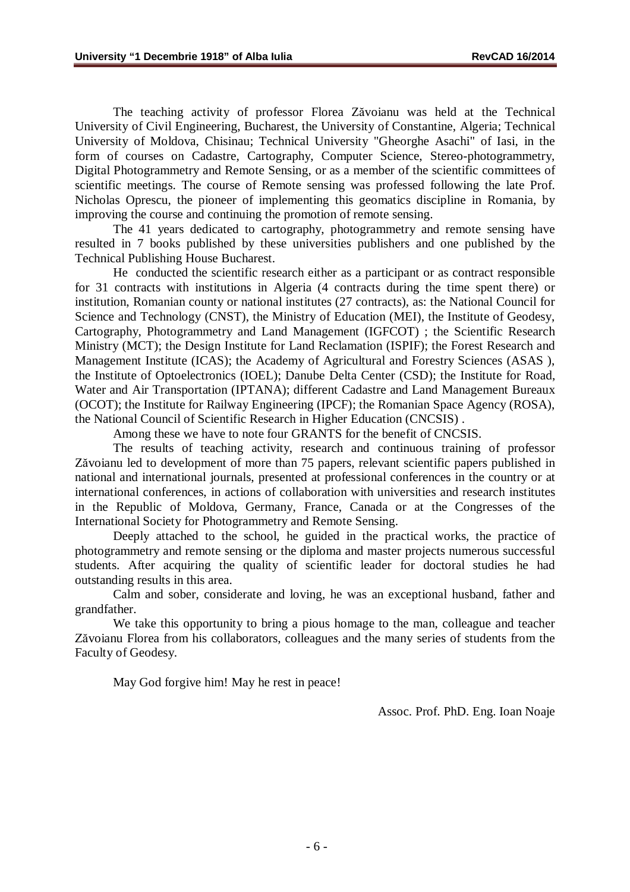The teaching activity of professor Florea Zăvoianu was held at the Technical University of Civil Engineering, Bucharest, the University of Constantine, Algeria; Technical University of Moldova, Chisinau; Technical University "Gheorghe Asachi" of Iasi, in the form of courses on Cadastre, Cartography, Computer Science, Stereo-photogrammetry, Digital Photogrammetry and Remote Sensing, or as a member of the scientific committees of scientific meetings. The course of Remote sensing was professed following the late Prof. Nicholas Oprescu, the pioneer of implementing this geomatics discipline in Romania, by improving the course and continuing the promotion of remote sensing.

The 41 years dedicated to cartography, photogrammetry and remote sensing have resulted in 7 books published by these universities publishers and one published by the Technical Publishing House Bucharest.

He conducted the scientific research either as a participant or as contract responsible for 31 contracts with institutions in Algeria (4 contracts during the time spent there) or institution, Romanian county or national institutes (27 contracts), as: the National Council for Science and Technology (CNST), the Ministry of Education (MEI), the Institute of Geodesy, Cartography, Photogrammetry and Land Management (IGFCOT) ; the Scientific Research Ministry (MCT); the Design Institute for Land Reclamation (ISPIF); the Forest Research and Management Institute (ICAS); the Academy of Agricultural and Forestry Sciences (ASAS ), the Institute of Optoelectronics (IOEL); Danube Delta Center (CSD); the Institute for Road, Water and Air Transportation (IPTANA); different Cadastre and Land Management Bureaux (OCOT); the Institute for Railway Engineering (IPCF); the Romanian Space Agency (ROSA), the National Council of Scientific Research in Higher Education (CNCSIS) .

Among these we have to note four GRANTS for the benefit of CNCSIS.

The results of teaching activity, research and continuous training of professor Zăvoianu led to development of more than 75 papers, relevant scientific papers published in national and international journals, presented at professional conferences in the country or at international conferences, in actions of collaboration with universities and research institutes in the Republic of Moldova, Germany, France, Canada or at the Congresses of the International Society for Photogrammetry and Remote Sensing.

Deeply attached to the school, he guided in the practical works, the practice of photogrammetry and remote sensing or the diploma and master projects numerous successful students. After acquiring the quality of scientific leader for doctoral studies he had outstanding results in this area.

Calm and sober, considerate and loving, he was an exceptional husband, father and grandfather.

We take this opportunity to bring a pious homage to the man, colleague and teacher Zăvoianu Florea from his collaborators, colleagues and the many series of students from the Faculty of Geodesy.

May God forgive him! May he rest in peace!

Assoc. Prof. PhD. Eng. Ioan Noaje